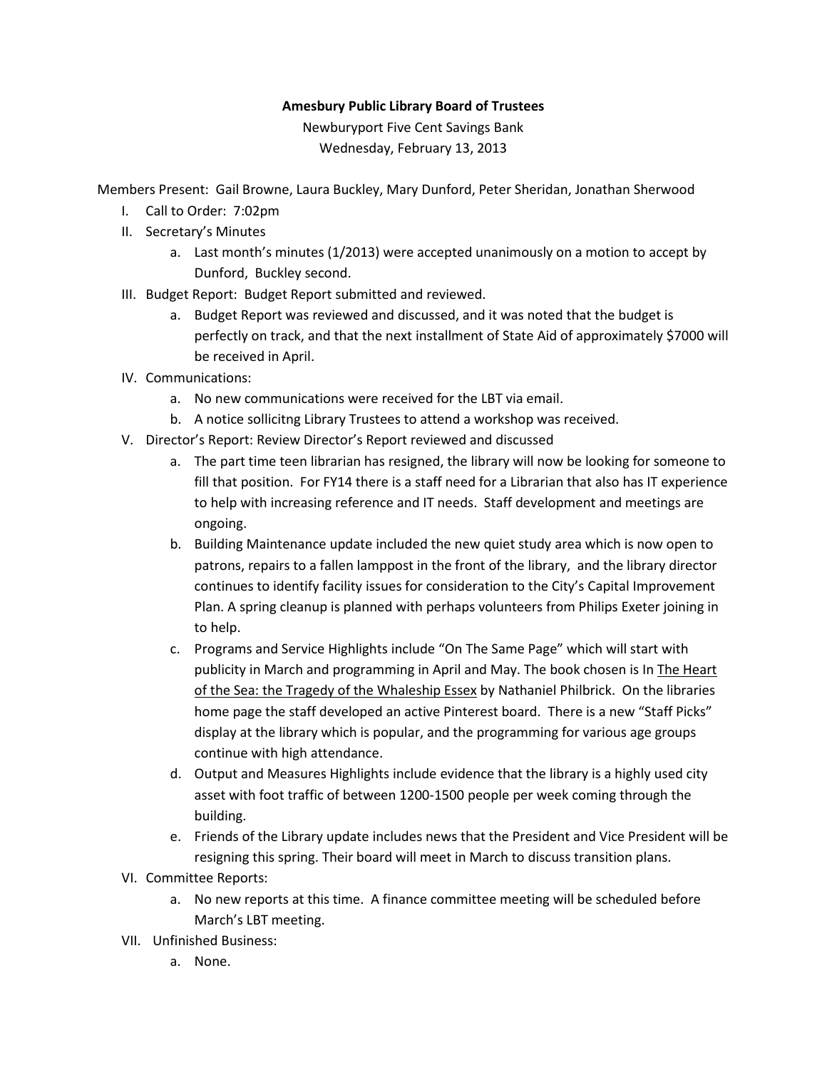**Amesbury Public Library Board of Trustees**

Newburyport Five Cent Savings Bank

Wednesday, February 13, 2013

Members Present: Gail Browne, Laura Buckley, Mary Dunford, Peter Sheridan, Jonathan Sherwood

I. Call to Order: 7:02pm

II. Secretary's Minutes

   a. Last month's minutes (1/2013) were accepted unanimously on a motion to accept by Dunford, Buckley second.

III. Budget Report: Budget Report submitted and reviewed.

   a. Budget Report was reviewed and discussed, and it was noted that the budget is perfectly on track, and that the next installment of State Aid of approximately $7000 will be received in April.

IV. Communications:

   a. No new communications were received for the LBT via email.

   b. A notice sollicitng Library Trustees to attend a workshop was received.

V. Director's Report: Review Director's Report reviewed and discussed

   a. The part time teen librarian has resigned, the library will now be looking for someone to fill that position. For FY14 there is a staff need for a Librarian that also has IT experience to help with increasing reference and IT needs. Staff development and meetings are ongoing.

   b. Building Maintenance update included the new quiet study area which is now open to patrons, repairs to a fallen lamppost in the front of the library, and the library director continues to identify facility issues for consideration to the City's Capital Improvement Plan. A spring cleanup is planned with perhaps volunteers from Philips Exeter joining in to help.

   c. Programs and Service Highlights include "On The Same Page" which will start with publicity in March and programming in April and May. The book chosen is In The Heart of the Sea: the Tragedy of the Whaleship Essex by Nathaniel Philbrick. On the libraries home page the staff developed an active Pinterest board. There is a new "Staff Picks" display at the library which is popular, and the programming for various age groups continue with high attendance.

   d. Output and Measures Highlights include evidence that the library is a highly used city asset with foot traffic of between 1200-1500 people per week coming through the building.

   e. Friends of the Library update includes news that the President and Vice President will be resigning this spring. Their board will meet in March to discuss transition plans.

VI. Committee Reports:

   a. No new reports at this time. A finance committee meeting will be scheduled before March's LBT meeting.

VII. Unfinished Business:

   a. None.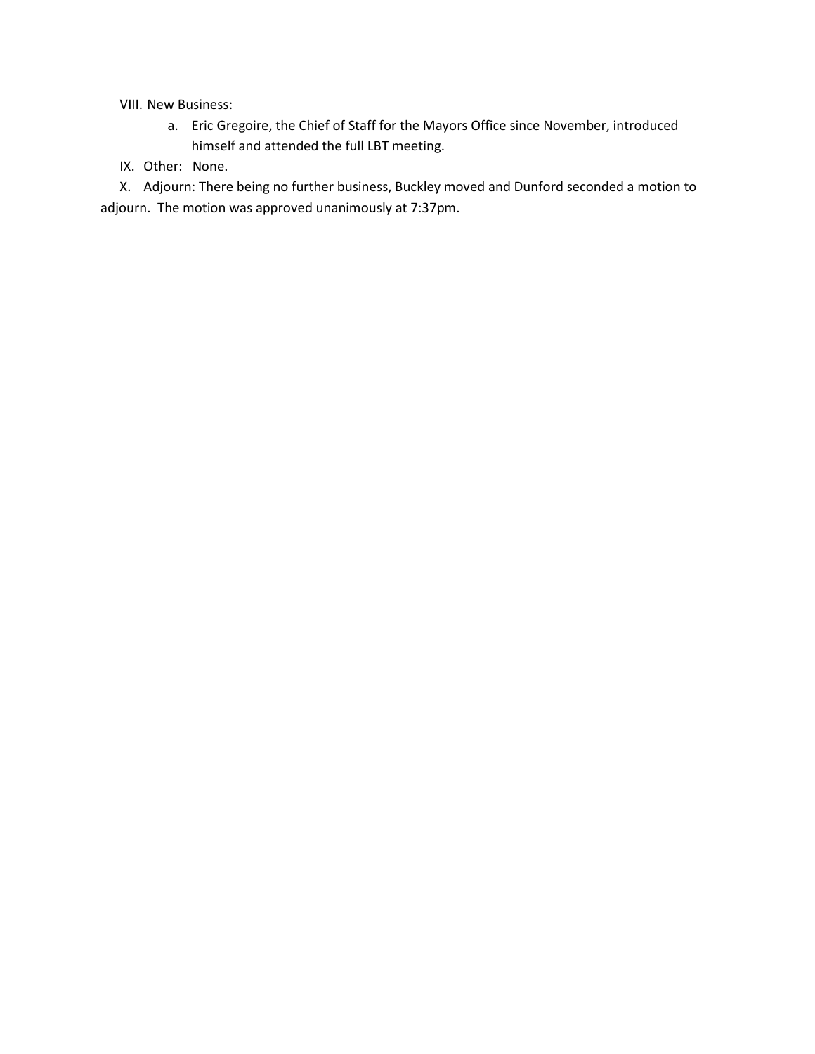VIII. New Business:

a. Eric Gregoire, the Chief of Staff for the Mayors Office since November, introduced himself and attended the full LBT meeting.

IX. Other: None.

X. Adjourn: There being no further business, Buckley moved and Dunford seconded a motion to adjourn. The motion was approved unanimously at 7:37pm.